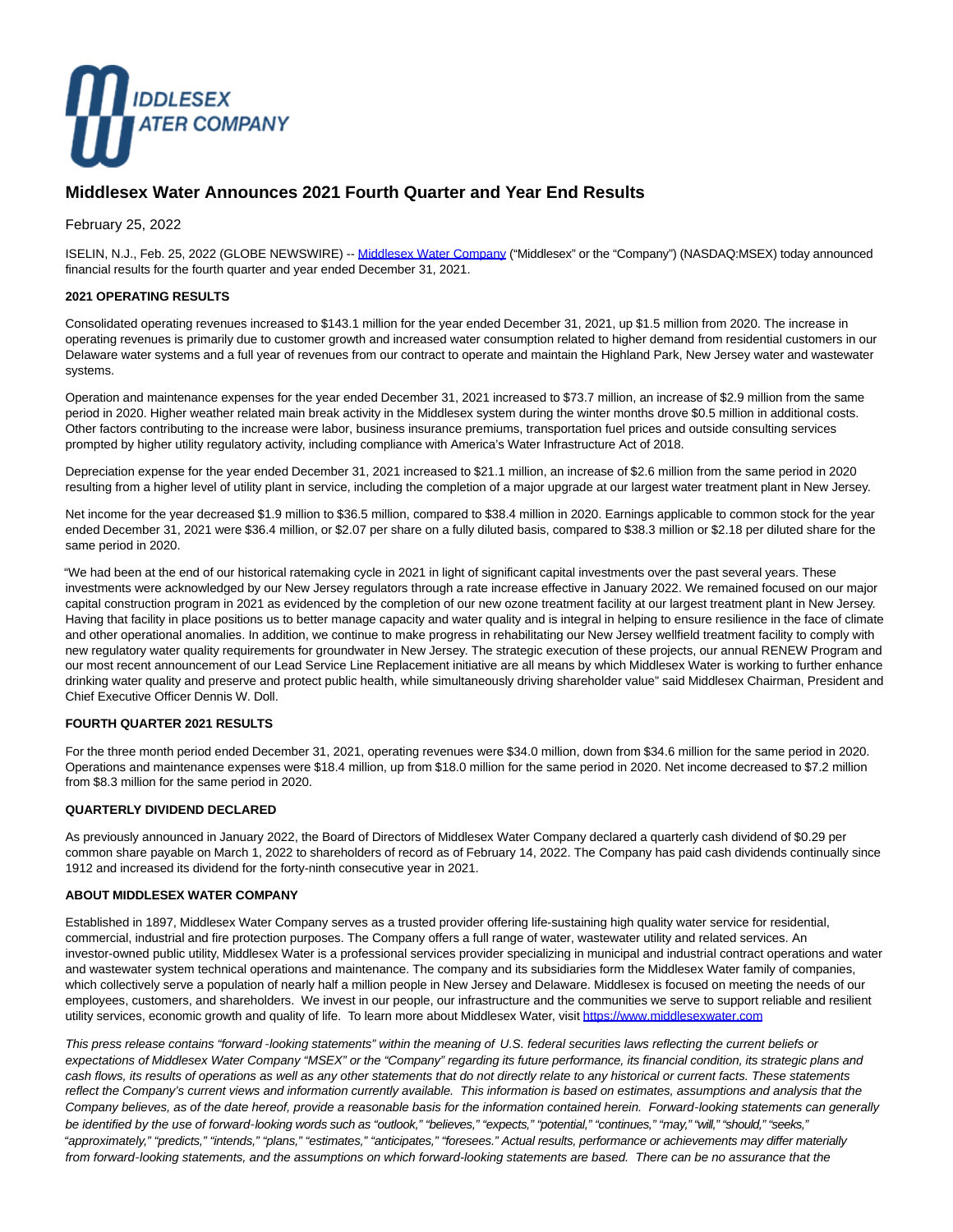# Middlesex Water Announces 2021 Fourth Quarter and Year End Results

February 25, 2022

ISELIN, N.J., Feb. 25, 2022 (GLOBE NEWSWIRE) -- Middlesex Water Company ("Middlesex" or the "Company") (NASDAQ:MSEX) today announced financial results for the fourth quarter and year ended December 31, 2021.

**2021 OPERATING RESULTS**

Consolidated operating revenues increased to $143.1 million for the year ended December 31, 2021, up $1.5 million from 2020. The increase in operating revenues is primarily due to customer growth and increased water consumption related to higher demand from residential customers in our Delaware water systems and a full year of revenues from our contract to operate and maintain the Highland Park, New Jersey water and wastewater systems.

Operation and maintenance expenses for the year ended December 31, 2021 increased to $73.7 million, an increase of $2.9 million from the same period in 2020. Higher weather related main break activity in the Middlesex system during the winter months drove $0.5 million in additional costs. Other factors contributing to the increase were labor, business insurance premiums, transportation fuel prices and outside consulting services prompted by higher utility regulatory activity, including compliance with America's Water Infrastructure Act of 2018.

Depreciation expense for the year ended December 31, 2021 increased to $21.1 million, an increase of $2.6 million from the same period in 2020 resulting from a higher level of utility plant in service, including the completion of a major upgrade at our largest water treatment plant in New Jersey.

Net income for the year decreased $1.9 million to $36.5 million, compared to $38.4 million in 2020. Earnings applicable to common stock for the year ended December 31, 2021 were $36.4 million, or $2.07 per share on a fully diluted basis, compared to $38.3 million or $2.18 per diluted share for the same period in 2020.

"We had been at the end of our historical ratemaking cycle in 2021 in light of significant capital investments over the past several years. These investments were acknowledged by our New Jersey regulators through a rate increase effective in January 2022. We remained focused on our major capital construction program in 2021 as evidenced by the completion of our new ozone treatment facility at our largest treatment plant in New Jersey. Having that facility in place positions us to better manage capacity and water quality and is integral in helping to ensure resilience in the face of climate and other operational anomalies. In addition, we continue to make progress in rehabilitating our New Jersey wellfield treatment facility to comply with new regulatory water quality requirements for groundwater in New Jersey. The strategic execution of these projects, our annual RENEW Program and our most recent announcement of our Lead Service Line Replacement initiative are all means by which Middlesex Water is working to further enhance drinking water quality and preserve and protect public health, while simultaneously driving shareholder value" said Middlesex Chairman, President and Chief Executive Officer Dennis W. Doll.

**FOURTH QUARTER 2021 RESULTS**

For the three month period ended December 31, 2021, operating revenues were $34.0 million, down from $34.6 million for the same period in 2020. Operations and maintenance expenses were $18.4 million, up from $18.0 million for the same period in 2020. Net income decreased to $7.2 million from $8.3 million for the same period in 2020.

**QUARTERLY DIVIDEND DECLARED**

As previously announced in January 2022, the Board of Directors of Middlesex Water Company declared a quarterly cash dividend of $0.29 per common share payable on March 1, 2022 to shareholders of record as of February 14, 2022. The Company has paid cash dividends continually since 1912 and increased its dividend for the forty-ninth consecutive year in 2021.

**ABOUT MIDDLESEX WATER COMPANY**

Established in 1897, Middlesex Water Company serves as a trusted provider offering life-sustaining high quality water service for residential, commercial, industrial and fire protection purposes. The Company offers a full range of water, wastewater utility and related services. An investor-owned public utility, Middlesex Water is a professional services provider specializing in municipal and industrial contract operations and water and wastewater system technical operations and maintenance. The company and its subsidiaries form the Middlesex Water family of companies, which collectively serve a population of nearly half a million people in New Jersey and Delaware. Middlesex is focused on meeting the needs of our employees, customers, and shareholders. We invest in our people, our infrastructure and the communities we serve to support reliable and resilient utility services, economic growth and quality of life. To learn more about Middlesex Water, visit https://www.middlesexwater.com

*This press release contains "forward-looking statements" within the meaning of U.S. federal securities laws reflecting the current beliefs or expectations of Middlesex Water Company "MSEX" or the "Company" regarding its future performance, its financial condition, its strategic plans and cash flows, its results of operations as well as any other statements that do not directly relate to any historical or current facts. These statements reflect the Company's current views and information currently available. This information is based on estimates, assumptions and analysis that the Company believes, as of the date hereof, provide a reasonable basis for the information contained herein. Forward-looking statements can generally be identified by the use of forward-looking words such as "outlook," "believes," "expects," "potential," "continues," "may," "will," "should," "seeks," "approximately," "predicts," "intends," "plans," "estimates," "anticipates," "foresees." Actual results, performance or achievements may differ materially from forward-looking statements, and the assumptions on which forward-looking statements are based. There can be no assurance that the*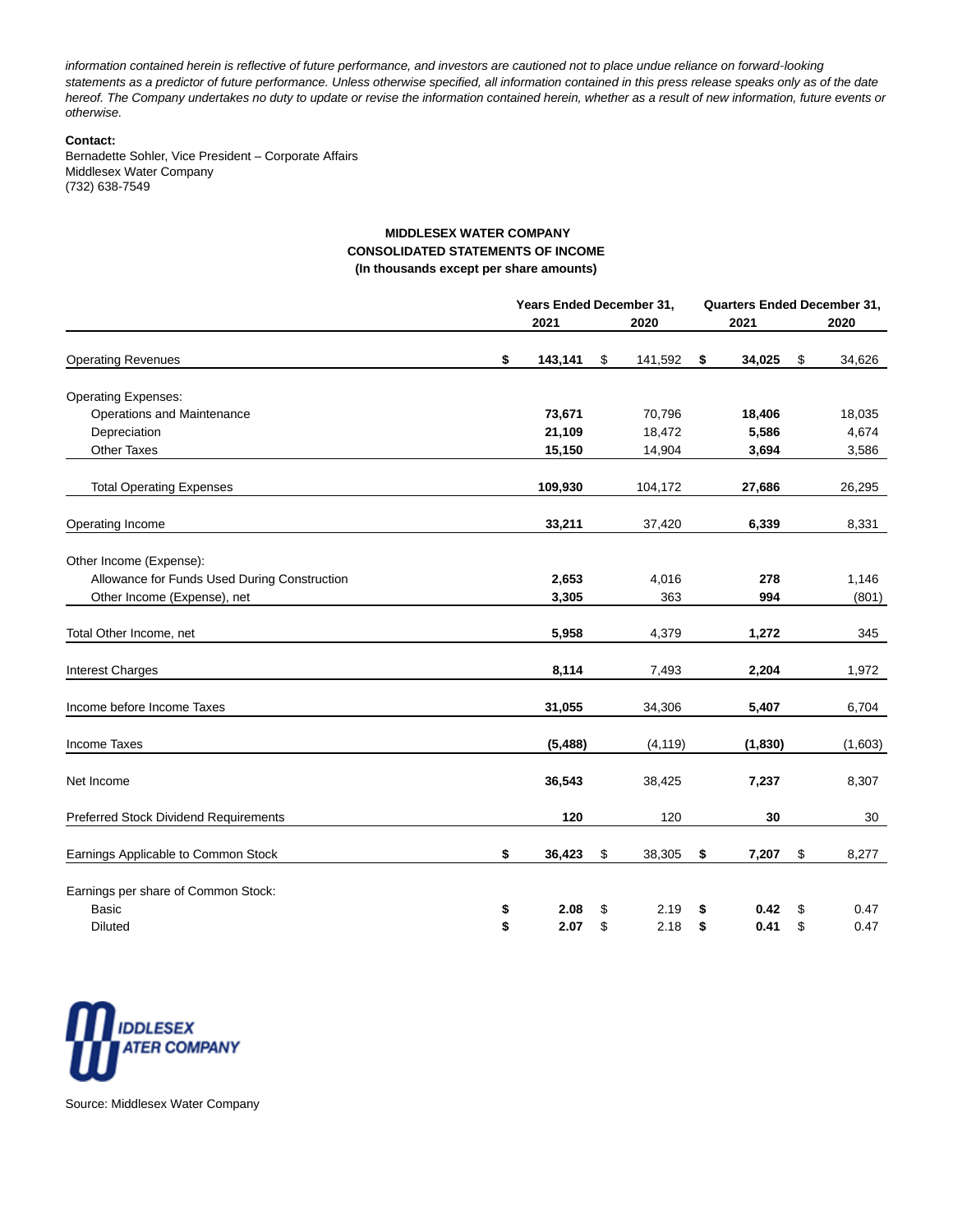*information contained herein is reflective of future performance, and investors are cautioned not to place undue reliance on forward-looking statements as a predictor of future performance. Unless otherwise specified, all information contained in this press release speaks only as of the date hereof. The Company undertakes no duty to update or revise the information contained herein, whether as a result of new information, future events or otherwise.*

**Contact:**
Bernadette Sohler, Vice President – Corporate Affairs
Middlesex Water Company
(732) 638-7549

**MIDDLESEX WATER COMPANY**
**CONSOLIDATED STATEMENTS OF INCOME**
**(In thousands except per share amounts)**

| | Years Ended December 31, | | Quarters Ended December 31, | |
|---|---|---|---|---|
| | 2021 | 2020 | 2021 | 2020 |
| Operating Revenues | **$ 143,141** | $ 141,592 | **$ 34,025** | $ 34,626 |
| Operating Expenses: | | | | |
| Operations and Maintenance | **73,671** | 70,796 | **18,406** | 18,035 |
| Depreciation | **21,109** | 18,472 | **5,586** | 4,674 |
| Other Taxes | **15,150** | 14,904 | **3,694** | 3,586 |
| Total Operating Expenses | **109,930** | 104,172 | **27,686** | 26,295 |
| Operating Income | **33,211** | 37,420 | **6,339** | 8,331 |
| Other Income (Expense): | | | | |
| Allowance for Funds Used During Construction | **2,653** | 4,016 | **278** | 1,146 |
| Other Income (Expense), net | **3,305** | 363 | **994** | (801) |
| Total Other Income, net | **5,958** | 4,379 | **1,272** | 345 |
| Interest Charges | **8,114** | 7,493 | **2,204** | 1,972 |
| Income before Income Taxes | **31,055** | 34,306 | **5,407** | 6,704 |
| Income Taxes | **(5,488)** | (4,119) | **(1,830)** | (1,603) |
| Net Income | **36,543** | 38,425 | **7,237** | 8,307 |
| Preferred Stock Dividend Requirements | **120** | 120 | **30** | 30 |
| Earnings Applicable to Common Stock | **$ 36,423** | $ 38,305 | **$ 7,207** | $ 8,277 |
| Earnings per share of Common Stock: | | | | |
| Basic | **$ 2.08** | $ 2.19 | **$ 0.42** | $ 0.47 |
| Diluted | **$ 2.07** | $ 2.18 | **$ 0.41** | $ 0.47 |

MIDDLESEX WATER COMPANY

Source: Middlesex Water Company